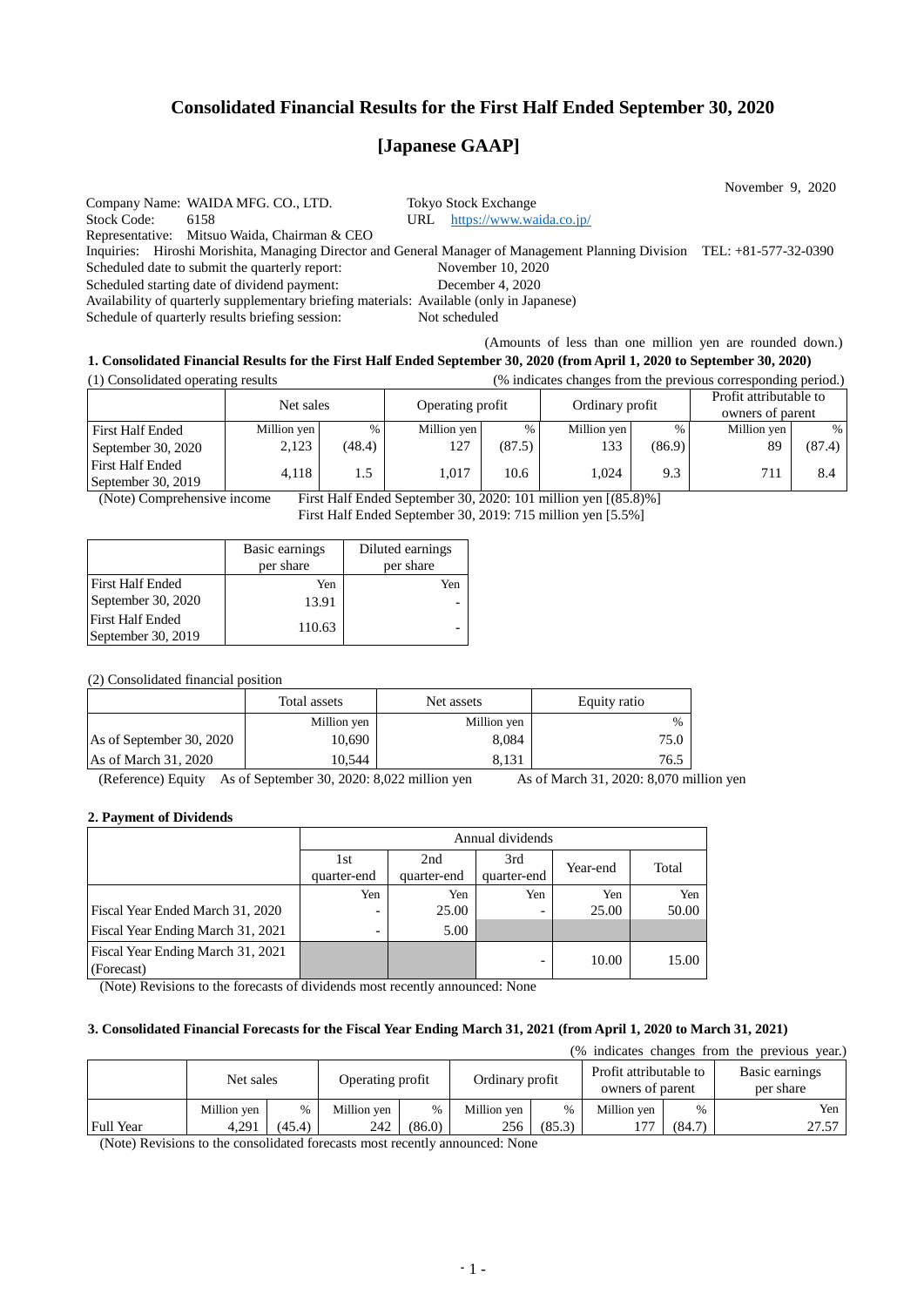# Consolidated Financial Results for the First Half Ended September 30, 2020

## [Japanese GAAP]

November 9, 2020

Company Name: WAIDA MFG. CO., LTD. Tokyo Stock Exchange
Stock Code: 6158 URL https://www.waida.co.jp/
Representative: Mitsuo Waida, Chairman & CEO
Inquiries: Hiroshi Morishita, Managing Director and General Manager of Management Planning Division TEL: +81-577-32-0390
Scheduled date to submit the quarterly report: November 10, 2020
Scheduled starting date of dividend payment: December 4, 2020
Availability of quarterly supplementary briefing materials: Available (only in Japanese)
Schedule of quarterly results briefing session: Not scheduled

(Amounts of less than one million yen are rounded down.)

### 1. Consolidated Financial Results for the First Half Ended September 30, 2020 (from April 1, 2020 to September 30, 2020)

(1) Consolidated operating results (% indicates changes from the previous corresponding period.)

| | Net sales | | Operating profit | | Ordinary profit | | Profit attributable to owners of parent | |
|---|---|---|---|---|---|---|---|---|
| | Million yen | % | Million yen | % | Million yen | % | Million yen | % |
| First Half Ended September 30, 2020 | 2,123 | (48.4) | 127 | (87.5) | 133 | (86.9) | 89 | (87.4) |
| First Half Ended September 30, 2019 | 4,118 | 1.5 | 1,017 | 10.6 | 1,024 | 9.3 | 711 | 8.4 |

(Note) Comprehensive income First Half Ended September 30, 2020: 101 million yen [(85.8)%]
First Half Ended September 30, 2019: 715 million yen [5.5%]

| | Basic earnings per share | Diluted earnings per share |
|---|---|---|
| | Yen | Yen |
| First Half Ended September 30, 2020 | 13.91 | - |
| First Half Ended September 30, 2019 | 110.63 | - |

(2) Consolidated financial position

| | Total assets | Net assets | Equity ratio |
|---|---|---|---|
| | Million yen | Million yen | % |
| As of September 30, 2020 | 10,690 | 8,084 | 75.0 |
| As of March 31, 2020 | 10,544 | 8,131 | 76.5 |

(Reference) Equity As of September 30, 2020: 8,022 million yen As of March 31, 2020: 8,070 million yen

### 2. Payment of Dividends

| | Annual dividends | | | | |
|---|---|---|---|---|---|
| | 1st quarter-end | 2nd quarter-end | 3rd quarter-end | Year-end | Total |
| | Yen | Yen | Yen | Yen | Yen |
| Fiscal Year Ended March 31, 2020 | - | 25.00 | - | 25.00 | 50.00 |
| Fiscal Year Ending March 31, 2021 | - | 5.00 | | | |
| Fiscal Year Ending March 31, 2021 (Forecast) | | | - | 10.00 | 15.00 |

(Note) Revisions to the forecasts of dividends most recently announced: None

### 3. Consolidated Financial Forecasts for the Fiscal Year Ending March 31, 2021 (from April 1, 2020 to March 31, 2021)

(% indicates changes from the previous year.)

| | Net sales | | Operating profit | | Ordinary profit | | Profit attributable to owners of parent | | Basic earnings per share |
|---|---|---|---|---|---|---|---|---|---|
| | Million yen | % | Million yen | % | Million yen | % | Million yen | % | Yen |
| Full Year | 4,291 | (45.4) | 242 | (86.0) | 256 | (85.3) | 177 | (84.7) | 27.57 |

(Note) Revisions to the consolidated forecasts most recently announced: None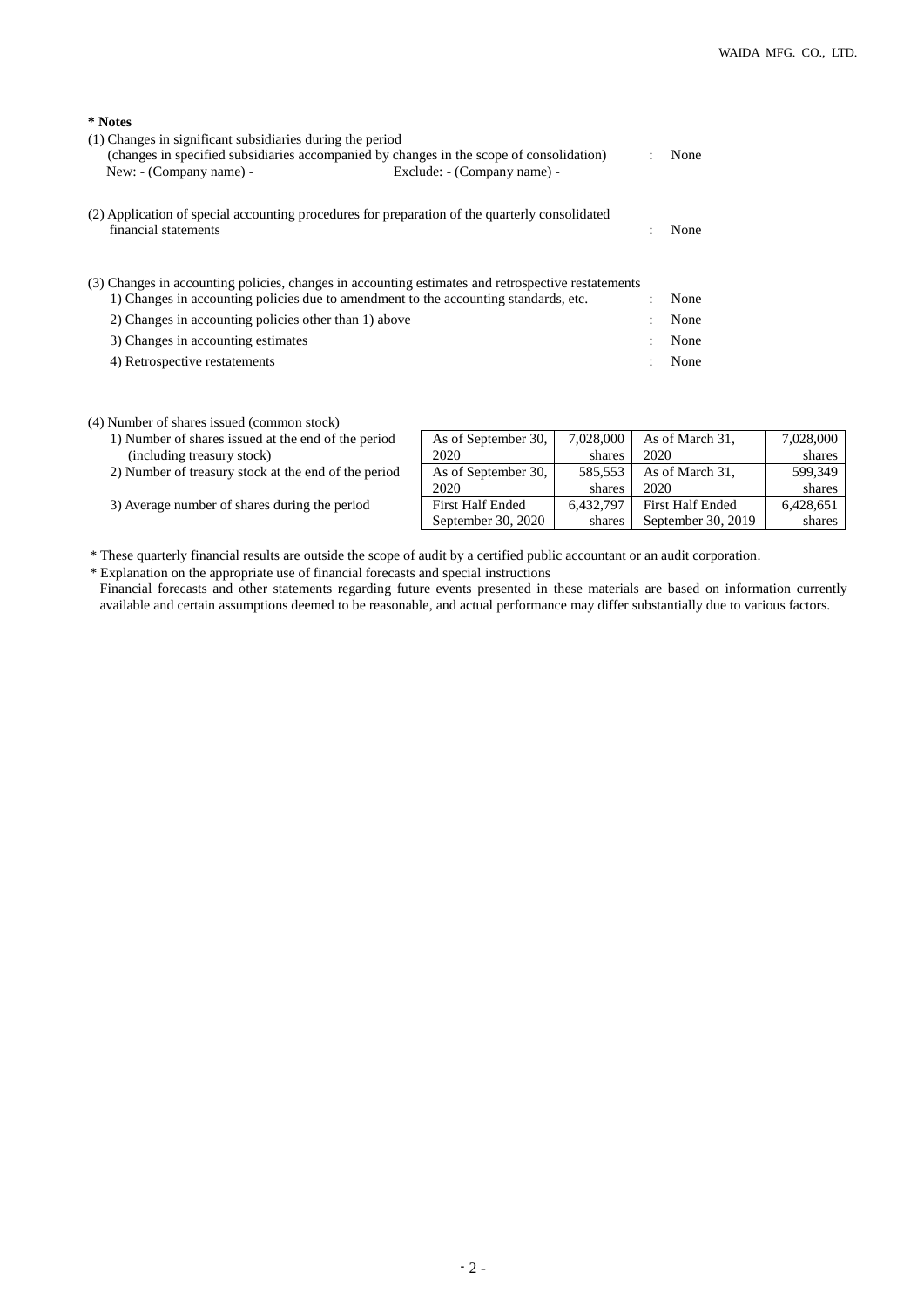**\* Notes**

(1) Changes in significant subsidiaries during the period
(changes in specified subsidiaries accompanied by changes in the scope of consolidation) : None
New: - (Company name) - Exclude: - (Company name) -

(2) Application of special accounting procedures for preparation of the quarterly consolidated financial statements : None

(3) Changes in accounting policies, changes in accounting estimates and retrospective restatements
1) Changes in accounting policies due to amendment to the accounting standards, etc. : None
2) Changes in accounting policies other than 1) above : None
3) Changes in accounting estimates : None
4) Retrospective restatements : None

(4) Number of shares issued (common stock)

| | | | | |
|---|---|---|---|---|
| 1) Number of shares issued at the end of the period (including treasury stock) | As of September 30, 2020 | 7,028,000 shares | As of March 31, 2020 | 7,028,000 shares |
| 2) Number of treasury stock at the end of the period | As of September 30, 2020 | 585,553 shares | As of March 31, 2020 | 599,349 shares |
| 3) Average number of shares during the period | First Half Ended September 30, 2020 | 6,432,797 shares | First Half Ended September 30, 2019 | 6,428,651 shares |

\* These quarterly financial results are outside the scope of audit by a certified public accountant or an audit corporation.

\* Explanation on the appropriate use of financial forecasts and special instructions
Financial forecasts and other statements regarding future events presented in these materials are based on information currently available and certain assumptions deemed to be reasonable, and actual performance may differ substantially due to various factors.